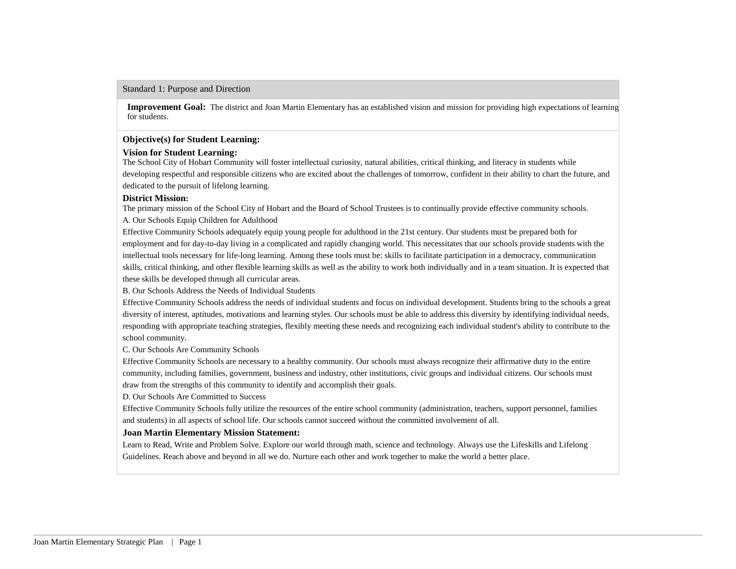## Standard 1: Purpose and Direction

**Improvement Goal:** The district and Joan Martin Elementary has an established vision and mission for providing high expectations of learning for students.

### Objective(s) for Student Learning:

### Vision for Student Learning:

The School City of Hobart Community will foster intellectual curiosity, natural abilities, critical thinking, and literacy in students while developing respectful and responsible citizens who are excited about the challenges of tomorrow, confident in their ability to chart the future, and dedicated to the pursuit of lifelong learning.

### District Mission:

The primary mission of the School City of Hobart and the Board of School Trustees is to continually provide effective community schools.

A. Our Schools Equip Children for Adulthood

Effective Community Schools adequately equip young people for adulthood in the 21st century. Our students must be prepared both for employment and for day-to-day living in a complicated and rapidly changing world. This necessitates that our schools provide students with the intellectual tools necessary for life-long learning. Among these tools must be: skills to facilitate participation in a democracy, communication skills, critical thinking, and other flexible learning skills as well as the ability to work both individually and in a team situation. It is expected that these skills be developed through all curricular areas.

B. Our Schools Address the Needs of Individual Students

Effective Community Schools address the needs of individual students and focus on individual development. Students bring to the schools a great diversity of interest, aptitudes, motivations and learning styles. Our schools must be able to address this diversity by identifying individual needs, responding with appropriate teaching strategies, flexibly meeting these needs and recognizing each individual student's ability to contribute to the school community.

C. Our Schools Are Community Schools

Effective Community Schools are necessary to a healthy community. Our schools must always recognize their affirmative duty to the entire community, including families, government, business and industry, other institutions, civic groups and individual citizens. Our schools must draw from the strengths of this community to identify and accomplish their goals.

D. Our Schools Are Committed to Success

Effective Community Schools fully utilize the resources of the entire school community (administration, teachers, support personnel, families and students) in all aspects of school life. Our schools cannot succeed without the committed involvement of all.

### Joan Martin Elementary Mission Statement:

Learn to Read, Write and Problem Solve. Explore our world through math, science and technology. Always use the Lifeskills and Lifelong Guidelines. Reach above and beyond in all we do. Nurture each other and work together to make the world a better place.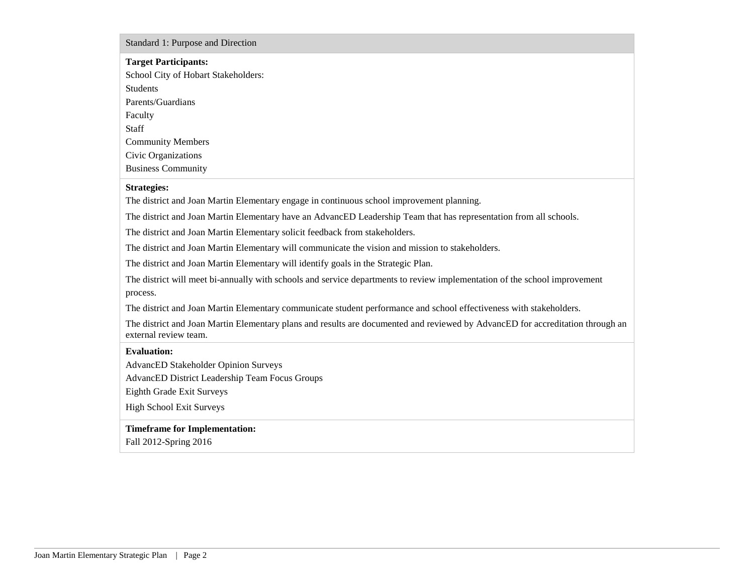## Standard 1: Purpose and Direction

**Target Participants:**

School City of Hobart Stakeholders:

Students

Parents/Guardians

Faculty

Staff

Community Members

Civic Organizations

Business Community

**Strategies:**

The district and Joan Martin Elementary engage in continuous school improvement planning.

The district and Joan Martin Elementary have an AdvancED Leadership Team that has representation from all schools.

The district and Joan Martin Elementary solicit feedback from stakeholders.

The district and Joan Martin Elementary will communicate the vision and mission to stakeholders.

The district and Joan Martin Elementary will identify goals in the Strategic Plan.

The district will meet bi-annually with schools and service departments to review implementation of the school improvement process.

The district and Joan Martin Elementary communicate student performance and school effectiveness with stakeholders.

The district and Joan Martin Elementary plans and results are documented and reviewed by AdvancED for accreditation through an external review team.

**Evaluation:**

AdvancED Stakeholder Opinion Surveys

AdvancED District Leadership Team Focus Groups

Eighth Grade Exit Surveys

High School Exit Surveys

**Timeframe for Implementation:**

Fall 2012-Spring 2016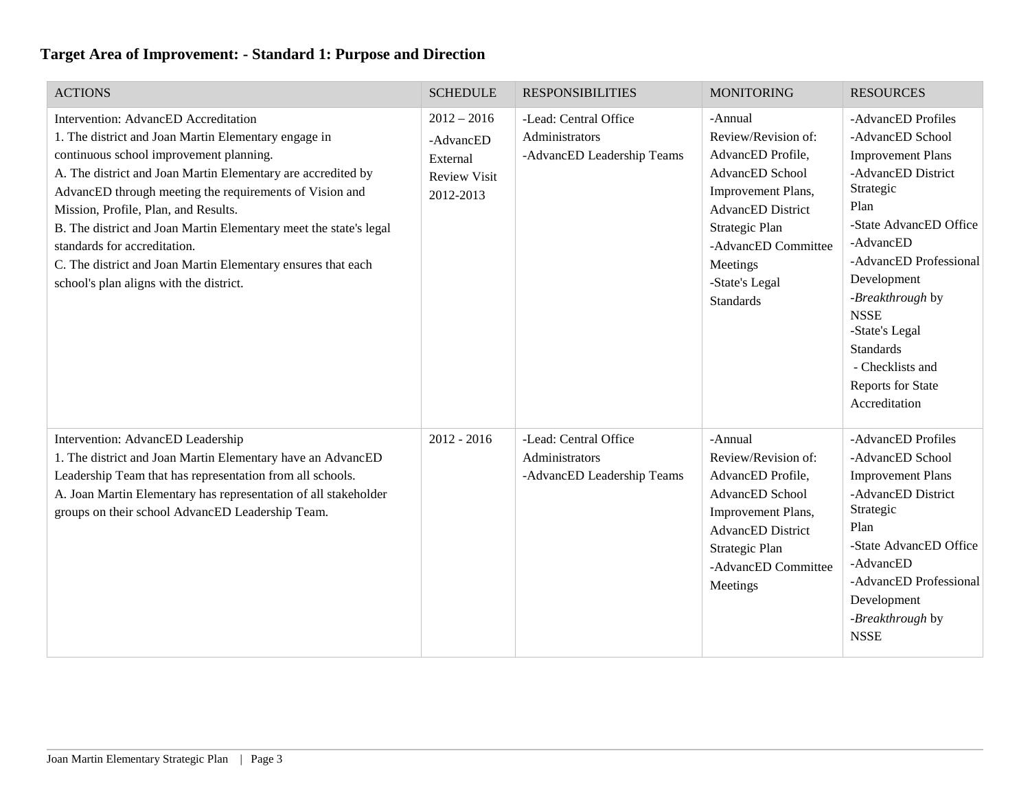## Target Area of Improvement: - Standard 1: Purpose and Direction

| ACTIONS | SCHEDULE | RESPONSIBILITIES | MONITORING | RESOURCES |
|---|---|---|---|---|
| Intervention: AdvancED Accreditation<br>1. The district and Joan Martin Elementary engage in continuous school improvement planning.<br>A. The district and Joan Martin Elementary are accredited by AdvancED through meeting the requirements of Vision and Mission, Profile, Plan, and Results.<br>B. The district and Joan Martin Elementary meet the state's legal standards for accreditation.<br>C. The district and Joan Martin Elementary ensures that each school's plan aligns with the district. | 2012 – 2016<br>-AdvancED External Review Visit 2012-2013 | -Lead: Central Office Administrators<br>-AdvancED Leadership Teams | -Annual Review/Revision of: AdvancED Profile, AdvancED School Improvement Plans, AdvancED District Strategic Plan<br>-AdvancED Committee Meetings<br>-State's Legal Standards | -AdvancED Profiles<br>-AdvancED School Improvement Plans<br>-AdvancED District Strategic Plan<br>-State AdvancED Office<br>-AdvancED<br>-AdvancED Professional Development<br>-*Breakthrough* by NSSE<br>-State's Legal Standards<br>- Checklists and Reports for State Accreditation |
| Intervention: AdvancED Leadership<br>1. The district and Joan Martin Elementary have an AdvancED Leadership Team that has representation from all schools.<br>A. Joan Martin Elementary has representation of all stakeholder groups on their school AdvancED Leadership Team. | 2012 - 2016 | -Lead: Central Office Administrators<br>-AdvancED Leadership Teams | -Annual Review/Revision of: AdvancED Profile, AdvancED School Improvement Plans, AdvancED District Strategic Plan<br>-AdvancED Committee Meetings | -AdvancED Profiles<br>-AdvancED School Improvement Plans<br>-AdvancED District Strategic Plan<br>-State AdvancED Office<br>-AdvancED<br>-AdvancED Professional Development<br>-*Breakthrough* by NSSE |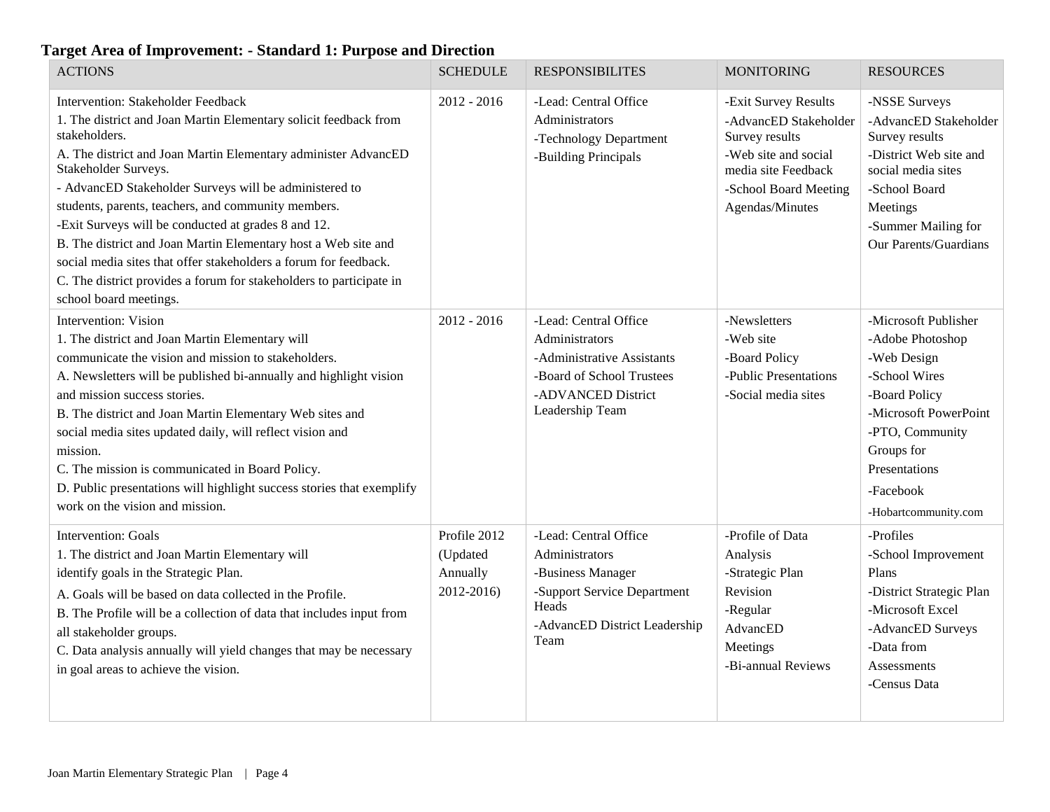**Target Area of Improvement: - Standard 1: Purpose and Direction**

| ACTIONS | SCHEDULE | RESPONSIBILITES | MONITORING | RESOURCES |
|---|---|---|---|---|
| Intervention: Stakeholder Feedback<br>1. The district and Joan Martin Elementary solicit feedback from stakeholders.<br>A. The district and Joan Martin Elementary administer AdvancED Stakeholder Surveys.<br>- AdvancED Stakeholder Surveys will be administered to students, parents, teachers, and community members.<br>-Exit Surveys will be conducted at grades 8 and 12.<br>B. The district and Joan Martin Elementary host a Web site and social media sites that offer stakeholders a forum for feedback.<br>C. The district provides a forum for stakeholders to participate in school board meetings. | 2012 - 2016 | -Lead: Central Office Administrators<br>-Technology Department<br>-Building Principals | -Exit Survey Results<br>-AdvancED Stakeholder Survey results<br>-Web site and social media site Feedback<br>-School Board Meeting Agendas/Minutes | -NSSE Surveys<br>-AdvancED Stakeholder Survey results<br>-District Web site and social media sites<br>-School Board Meetings<br>-Summer Mailing for Our Parents/Guardians |
| Intervention: Vision<br>1. The district and Joan Martin Elementary will communicate the vision and mission to stakeholders.<br>A. Newsletters will be published bi-annually and highlight vision and mission success stories.<br>B. The district and Joan Martin Elementary Web sites and social media sites updated daily, will reflect vision and mission.<br>C. The mission is communicated in Board Policy.<br>D. Public presentations will highlight success stories that exemplify work on the vision and mission. | 2012 - 2016 | -Lead: Central Office Administrators<br>-Administrative Assistants<br>-Board of School Trustees<br>-ADVANCED District Leadership Team | -Newsletters<br>-Web site<br>-Board Policy<br>-Public Presentations<br>-Social media sites | -Microsoft Publisher<br>-Adobe Photoshop<br>-Web Design<br>-School Wires<br>-Board Policy<br>-Microsoft PowerPoint<br>-PTO, Community Groups for Presentations<br>-Facebook<br>-Hobartcommunity.com |
| Intervention: Goals<br>1. The district and Joan Martin Elementary will identify goals in the Strategic Plan.<br>A. Goals will be based on data collected in the Profile.<br>B. The Profile will be a collection of data that includes input from all stakeholder groups.<br>C. Data analysis annually will yield changes that may be necessary in goal areas to achieve the vision. | Profile 2012 (Updated Annually 2012-2016) | -Lead: Central Office Administrators<br>-Business Manager<br>-Support Service Department Heads<br>-AdvancED District Leadership Team | -Profile of Data Analysis<br>-Strategic Plan Revision<br>-Regular AdvancED Meetings<br>-Bi-annual Reviews | -Profiles<br>-School Improvement Plans<br>-District Strategic Plan<br>-Microsoft Excel<br>-AdvancED Surveys<br>-Data from Assessments<br>-Census Data |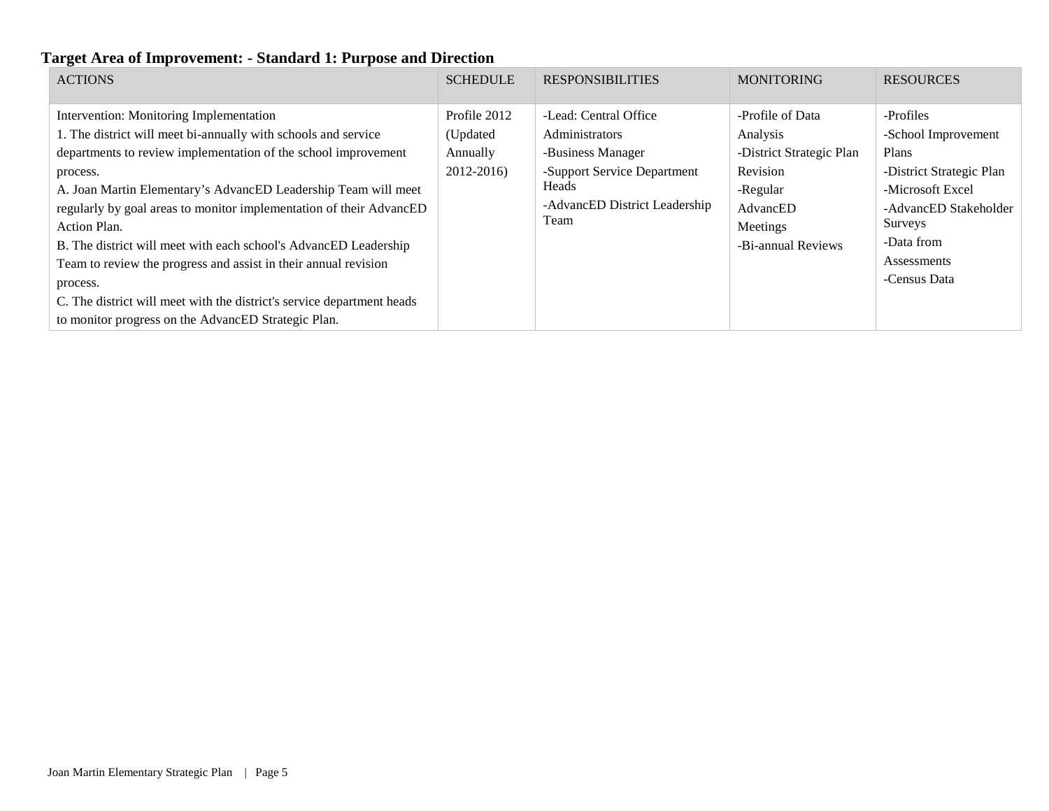**Target Area of Improvement: - Standard 1: Purpose and Direction**

| ACTIONS | SCHEDULE | RESPONSIBILITIES | MONITORING | RESOURCES |
|---|---|---|---|---|
| Intervention: Monitoring Implementation<br>1. The district will meet bi-annually with schools and service departments to review implementation of the school improvement process.<br>A. Joan Martin Elementary's AdvancED Leadership Team will meet regularly by goal areas to monitor implementation of their AdvancED Action Plan.<br>B. The district will meet with each school's AdvancED Leadership Team to review the progress and assist in their annual revision process.<br>C. The district will meet with the district's service department heads to monitor progress on the AdvancED Strategic Plan. | Profile 2012 (Updated Annually 2012-2016) | -Lead: Central Office Administrators<br>-Business Manager<br>-Support Service Department Heads<br>-AdvancED District Leadership Team | -Profile of Data Analysis<br>-District Strategic Plan Revision<br>-Regular AdvancED Meetings<br>-Bi-annual Reviews | -Profiles<br>-School Improvement Plans<br>-District Strategic Plan<br>-Microsoft Excel<br>-AdvancED Stakeholder Surveys<br>-Data from Assessments<br>-Census Data |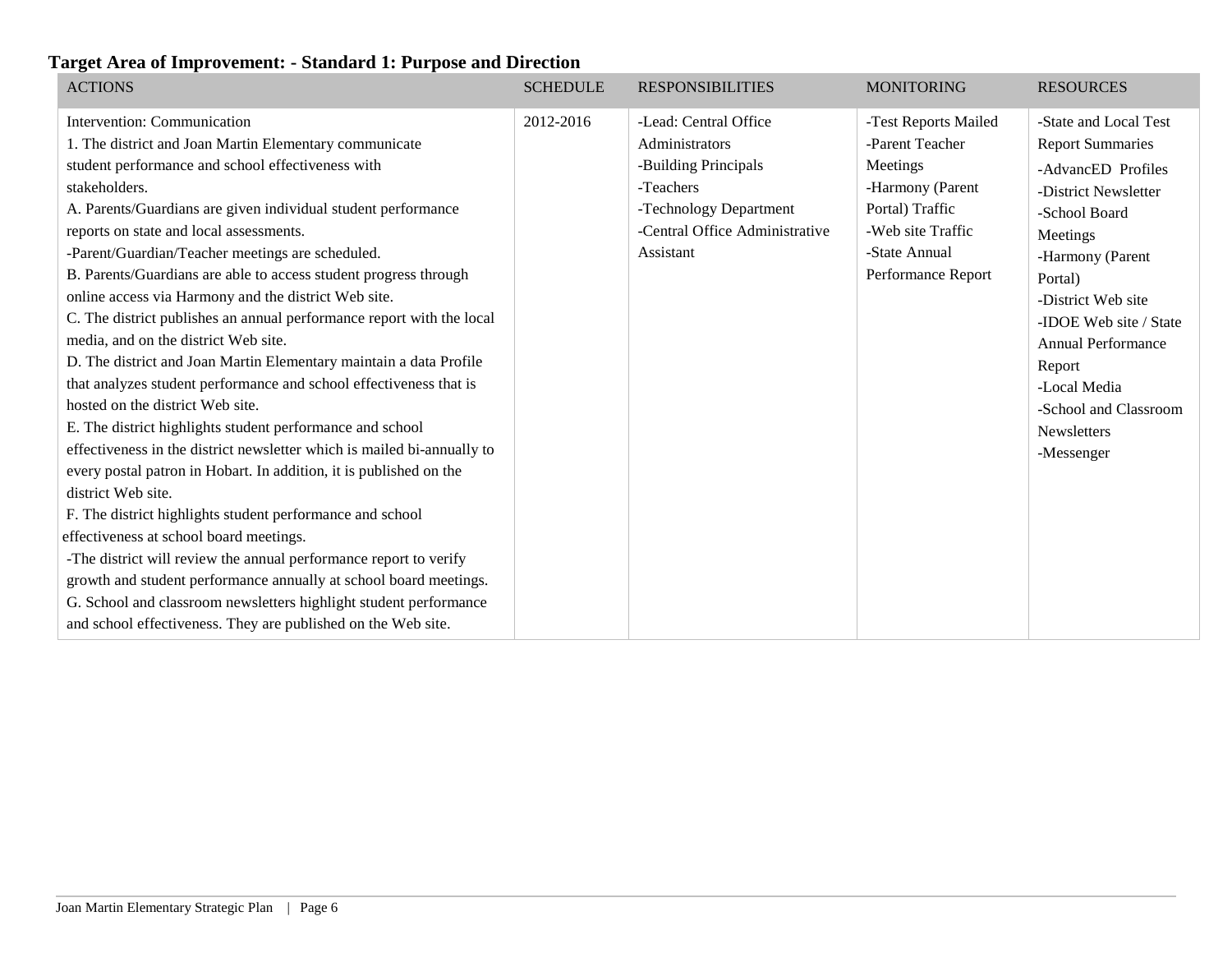**Target Area of Improvement: - Standard 1: Purpose and Direction**

| ACTIONS | SCHEDULE | RESPONSIBILITIES | MONITORING | RESOURCES |
|---|---|---|---|---|
| Intervention: Communication<br>1. The district and Joan Martin Elementary communicate student performance and school effectiveness with stakeholders.<br>A. Parents/Guardians are given individual student performance reports on state and local assessments.<br>-Parent/Guardian/Teacher meetings are scheduled.<br>B. Parents/Guardians are able to access student progress through online access via Harmony and the district Web site.<br>C. The district publishes an annual performance report with the local media, and on the district Web site.<br>D. The district and Joan Martin Elementary maintain a data Profile that analyzes student performance and school effectiveness that is hosted on the district Web site.<br>E. The district highlights student performance and school effectiveness in the district newsletter which is mailed bi-annually to every postal patron in Hobart. In addition, it is published on the district Web site.<br>F. The district highlights student performance and school effectiveness at school board meetings.<br>-The district will review the annual performance report to verify growth and student performance annually at school board meetings.<br>G. School and classroom newsletters highlight student performance and school effectiveness. They are published on the Web site. | 2012-2016 | -Lead: Central Office Administrators<br>-Building Principals<br>-Teachers<br>-Technology Department<br>-Central Office Administrative Assistant | -Test Reports Mailed<br>-Parent Teacher Meetings<br>-Harmony (Parent Portal) Traffic<br>-Web site Traffic<br>-State Annual Performance Report | -State and Local Test Report Summaries<br>-AdvancED Profiles<br>-District Newsletter<br>-School Board Meetings<br>-Harmony (Parent Portal)<br>-District Web site<br>-IDOE Web site / State Annual Performance Report<br>-Local Media<br>-School and Classroom Newsletters<br>-Messenger |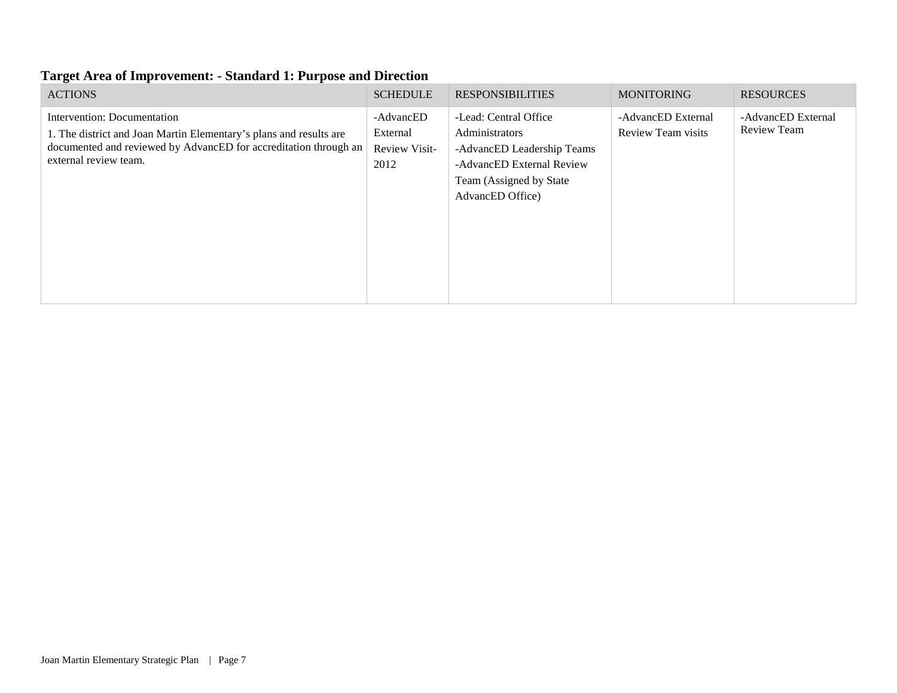**Target Area of Improvement: - Standard 1: Purpose and Direction**

| ACTIONS | SCHEDULE | RESPONSIBILITIES | MONITORING | RESOURCES |
|---|---|---|---|---|
| Intervention: Documentation<br>1. The district and Joan Martin Elementary's plans and results are documented and reviewed by AdvancED for accreditation through an external review team. | -AdvancED External Review Visit-2012 | -Lead: Central Office Administrators<br>-AdvancED Leadership Teams<br>-AdvancED External Review Team (Assigned by State AdvancED Office) | -AdvancED External Review Team visits | -AdvancED External Review Team |